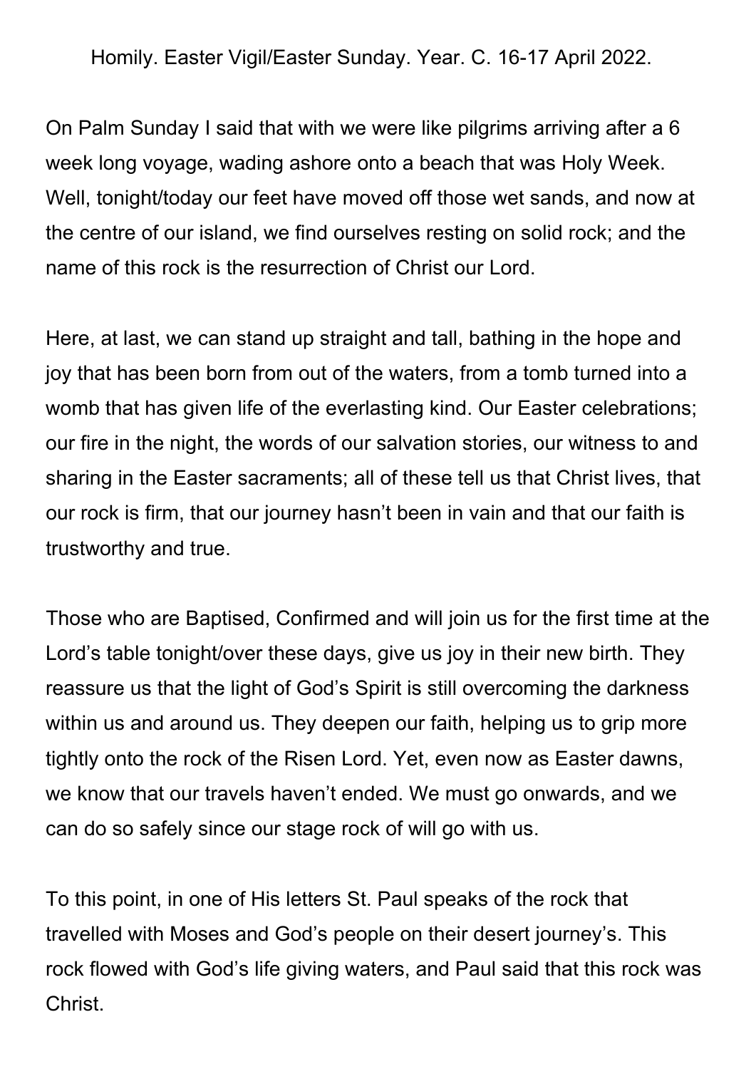Homily. Easter Vigil/Easter Sunday. Year. C. 16-17 April 2022.

On Palm Sunday I said that with we were like pilgrims arriving after a 6 week long voyage, wading ashore onto a beach that was Holy Week. Well, tonight/today our feet have moved off those wet sands, and now at the centre of our island, we find ourselves resting on solid rock; and the name of this rock is the resurrection of Christ our Lord.

Here, at last, we can stand up straight and tall, bathing in the hope and joy that has been born from out of the waters, from a tomb turned into a womb that has given life of the everlasting kind. Our Easter celebrations; our fire in the night, the words of our salvation stories, our witness to and sharing in the Easter sacraments; all of these tell us that Christ lives, that our rock is firm, that our journey hasn't been in vain and that our faith is trustworthy and true.

Those who are Baptised, Confirmed and will join us for the first time at the Lord's table tonight/over these days, give us joy in their new birth. They reassure us that the light of God's Spirit is still overcoming the darkness within us and around us. They deepen our faith, helping us to grip more tightly onto the rock of the Risen Lord. Yet, even now as Easter dawns, we know that our travels haven't ended. We must go onwards, and we can do so safely since our stage rock of will go with us.

To this point, in one of His letters St. Paul speaks of the rock that travelled with Moses and God's people on their desert journey's. This rock flowed with God's life giving waters, and Paul said that this rock was Christ.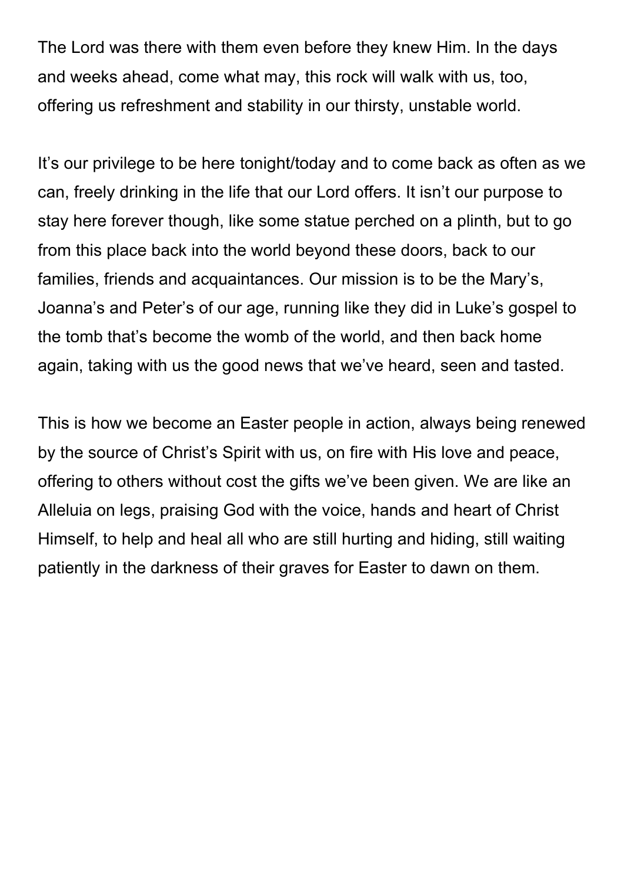The Lord was there with them even before they knew Him. In the days and weeks ahead, come what may, this rock will walk with us, too, offering us refreshment and stability in our thirsty, unstable world.

It’s our privilege to be here tonight/today and to come back as often as we can, freely drinking in the life that our Lord offers. It isn’t our purpose to stay here forever though, like some statue perched on a plinth, but to go from this place back into the world beyond these doors, back to our families, friends and acquaintances. Our mission is to be the Mary’s, Joanna’s and Peter’s of our age, running like they did in Luke’s gospel to the tomb that’s become the womb of the world, and then back home again, taking with us the good news that we’ve heard, seen and tasted.

This is how we become an Easter people in action, always being renewed by the source of Christ’s Spirit with us, on fire with His love and peace, offering to others without cost the gifts we’ve been given. We are like an Alleluia on legs, praising God with the voice, hands and heart of Christ Himself, to help and heal all who are still hurting and hiding, still waiting patiently in the darkness of their graves for Easter to dawn on them.